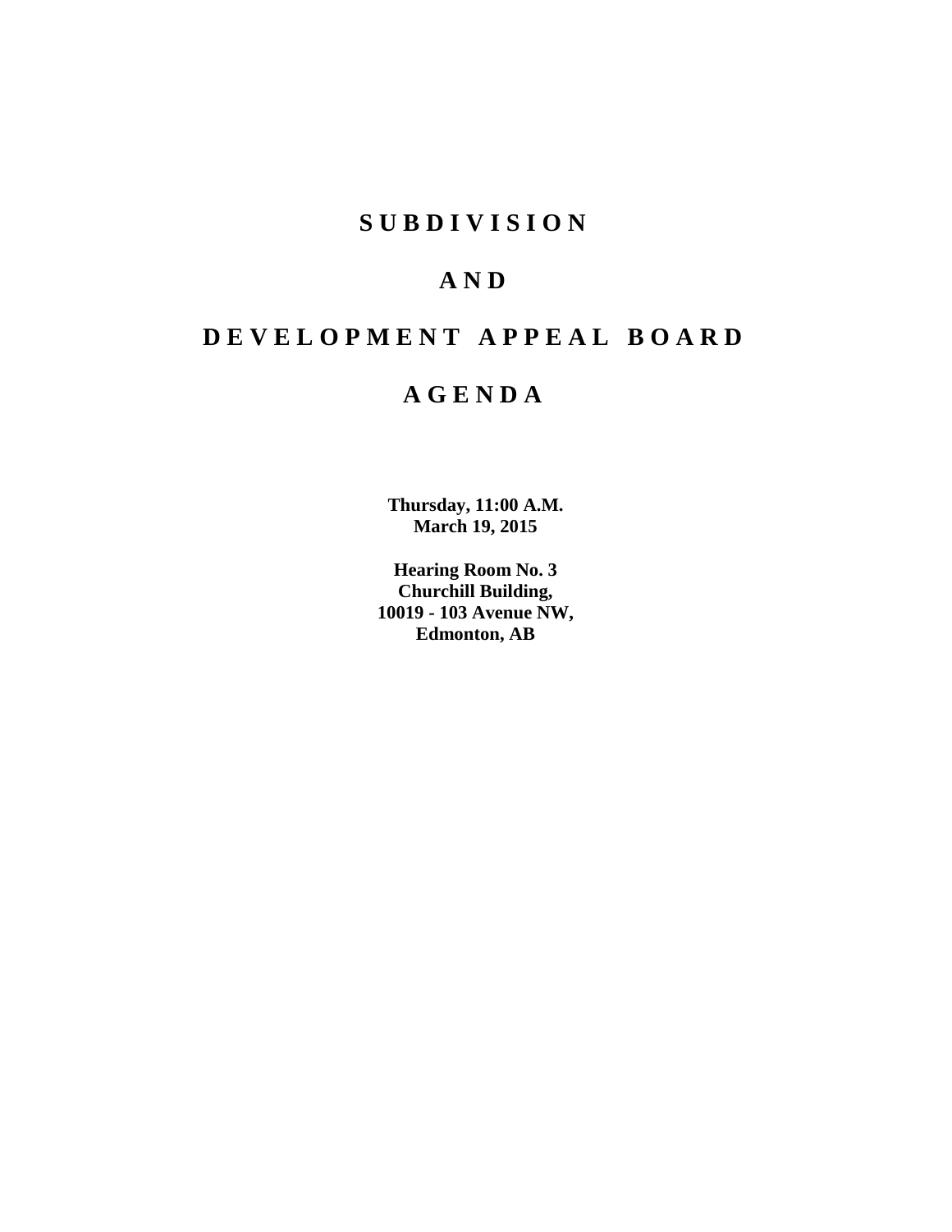# S U B D I V I S I O N

# A N D

# D E V E L O P M E N T   A P P E A L   B O A R D

# A G E N D A

**Thursday, 11:00 A.M.**
**March 19, 2015**

**Hearing Room No. 3**
**Churchill Building,**
**10019 - 103 Avenue NW,**
**Edmonton, AB**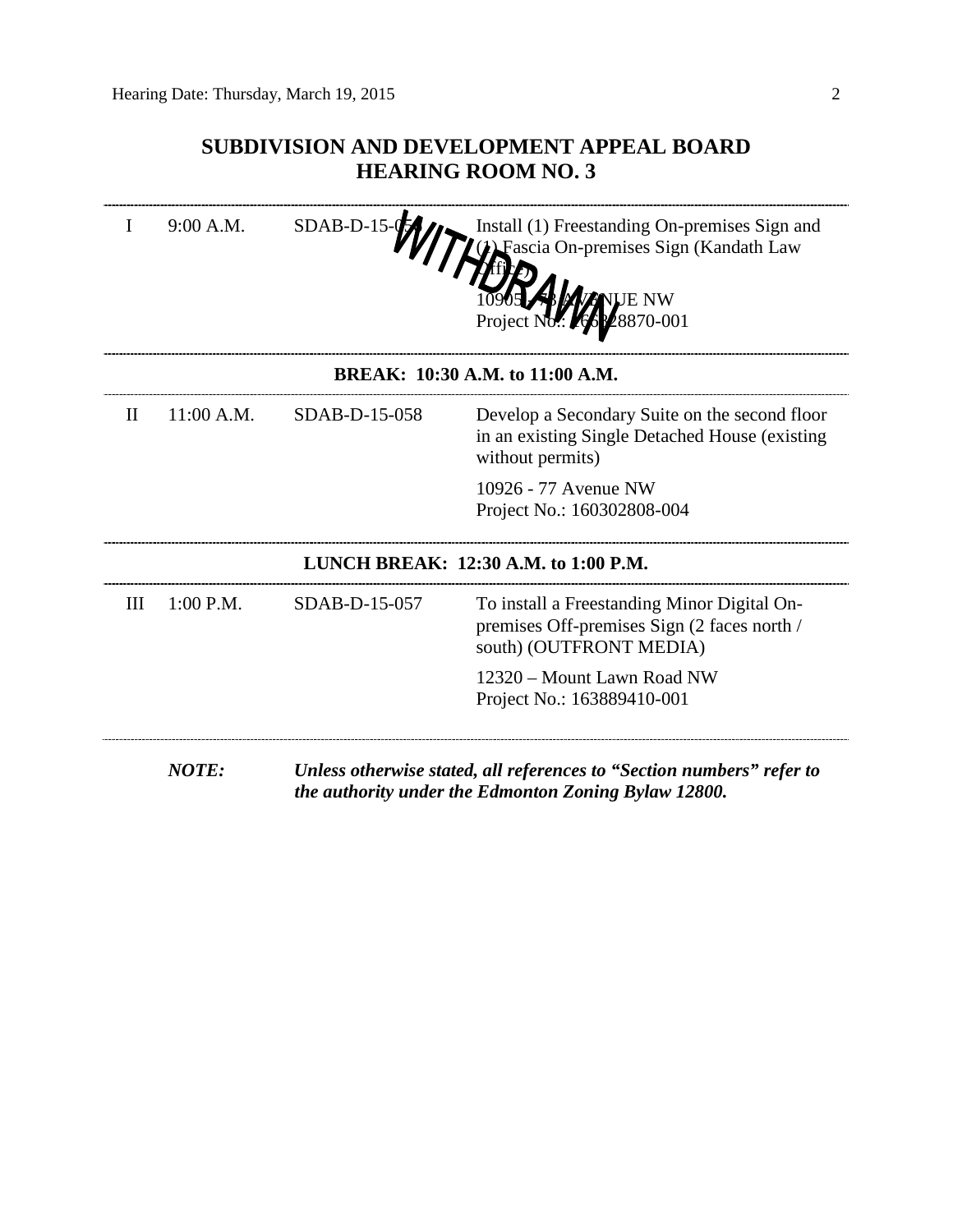## SUBDIVISION AND DEVELOPMENT APPEAL BOARD
## HEARING ROOM NO. 3

| | | | |
|---|---|---|---|
| I | 9:00 A.M. | SDAB-D-15-056 | Install (1) Freestanding On-premises Sign and (1) Fascia On-premises Sign (Kandath Law Office)<br><br>10905 - 73 AVENUE NW<br>Project No.: 166328870-001 |

WITHDRAWN

**BREAK: 10:30 A.M. to 11:00 A.M.**

| | | | |
|---|---|---|---|
| II | 11:00 A.M. | SDAB-D-15-058 | Develop a Secondary Suite on the second floor in an existing Single Detached House (existing without permits)<br><br>10926 - 77 Avenue NW<br>Project No.: 160302808-004 |

**LUNCH BREAK: 12:30 A.M. to 1:00 P.M.**

| | | | |
|---|---|---|---|
| III | 1:00 P.M. | SDAB-D-15-057 | To install a Freestanding Minor Digital On-premises Off-premises Sign (2 faces north / south) (OUTFRONT MEDIA)<br><br>12320 – Mount Lawn Road NW<br>Project No.: 163889410-001 |

***NOTE:*** ***Unless otherwise stated, all references to "Section numbers" refer to the authority under the Edmonton Zoning Bylaw 12800.***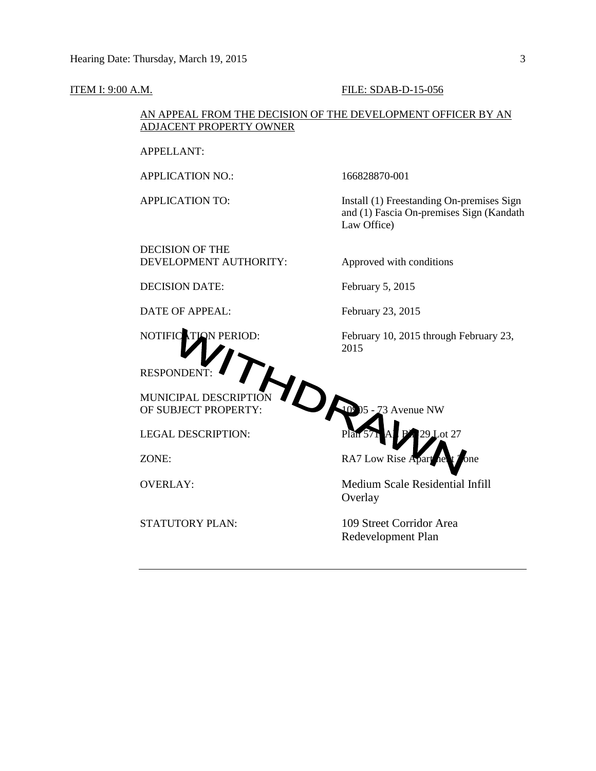ITEM I: 9:00 A.M. FILE: SDAB-D-15-056

AN APPEAL FROM THE DECISION OF THE DEVELOPMENT OFFICER BY AN ADJACENT PROPERTY OWNER

| | |
|---|---|
| APPELLANT: | |
| APPLICATION NO.: | 166828870-001 |
| APPLICATION TO: | Install (1) Freestanding On-premises Sign and (1) Fascia On-premises Sign (Kandath Law Office) |
| DECISION OF THE DEVELOPMENT AUTHORITY: | Approved with conditions |
| DECISION DATE: | February 5, 2015 |
| DATE OF APPEAL: | February 23, 2015 |
| NOTIFICATION PERIOD: | February 10, 2015 through February 23, 2015 |
| RESPONDENT: | |
| MUNICIPAL DESCRIPTION OF SUBJECT PROPERTY: | 10905 - 73 Avenue NW |
| LEGAL DESCRIPTION: | Plan 571AL Blk 29 Lot 27 |
| ZONE: | RA7 Low Rise Apartment Zone |
| OVERLAY: | Medium Scale Residential Infill Overlay |
| STATUTORY PLAN: | 109 Street Corridor Area Redevelopment Plan |

WITHDRAWN

---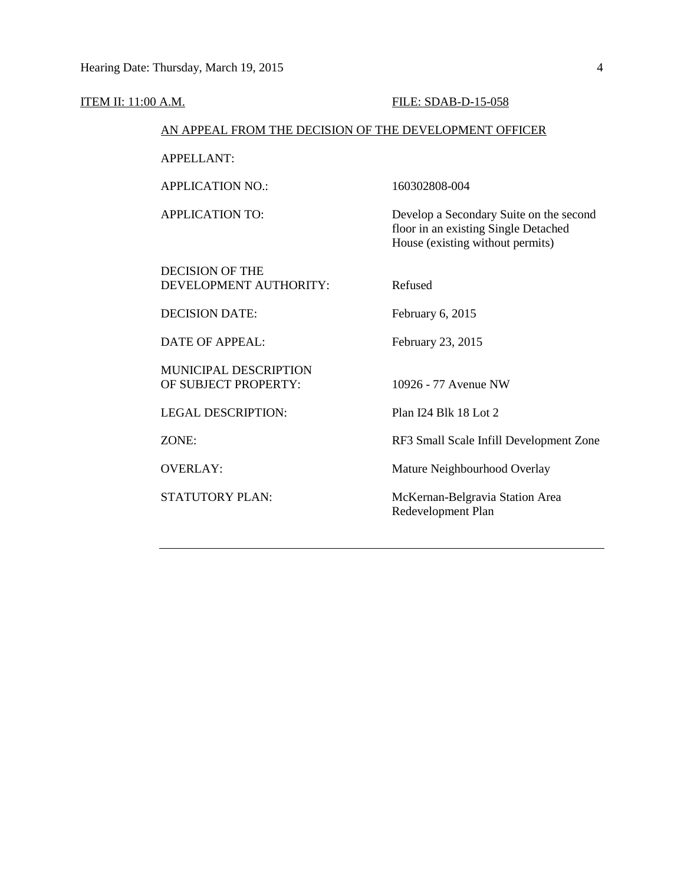ITEM II: 11:00 A.M. FILE: SDAB-D-15-058

AN APPEAL FROM THE DECISION OF THE DEVELOPMENT OFFICER

| | |
|---|---|
| APPELLANT: | |
| APPLICATION NO.: | 160302808-004 |
| APPLICATION TO: | Develop a Secondary Suite on the second floor in an existing Single Detached House (existing without permits) |
| DECISION OF THE DEVELOPMENT AUTHORITY: | Refused |
| DECISION DATE: | February 6, 2015 |
| DATE OF APPEAL: | February 23, 2015 |
| MUNICIPAL DESCRIPTION OF SUBJECT PROPERTY: | 10926 - 77 Avenue NW |
| LEGAL DESCRIPTION: | Plan I24 Blk 18 Lot 2 |
| ZONE: | RF3 Small Scale Infill Development Zone |
| OVERLAY: | Mature Neighbourhood Overlay |
| STATUTORY PLAN: | McKernan-Belgravia Station Area Redevelopment Plan |

---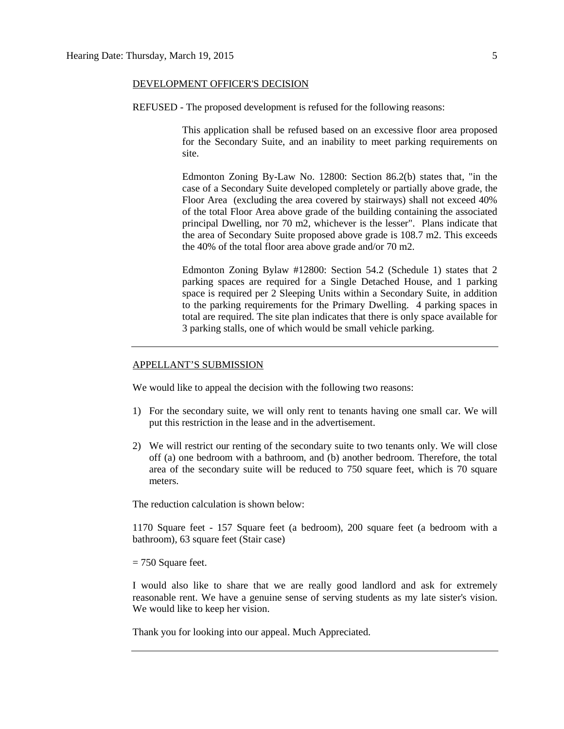DEVELOPMENT OFFICER'S DECISION

REFUSED - The proposed development is refused for the following reasons:

> This application shall be refused based on an excessive floor area proposed for the Secondary Suite, and an inability to meet parking requirements on site.
>
> Edmonton Zoning By-Law No. 12800: Section 86.2(b) states that, "in the case of a Secondary Suite developed completely or partially above grade, the Floor Area (excluding the area covered by stairways) shall not exceed 40% of the total Floor Area above grade of the building containing the associated principal Dwelling, nor 70 m2, whichever is the lesser". Plans indicate that the area of Secondary Suite proposed above grade is 108.7 m2. This exceeds the 40% of the total floor area above grade and/or 70 m2.
>
> Edmonton Zoning Bylaw #12800: Section 54.2 (Schedule 1) states that 2 parking spaces are required for a Single Detached House, and 1 parking space is required per 2 Sleeping Units within a Secondary Suite, in addition to the parking requirements for the Primary Dwelling. 4 parking spaces in total are required. The site plan indicates that there is only space available for 3 parking stalls, one of which would be small vehicle parking.

---

APPELLANT'S SUBMISSION

We would like to appeal the decision with the following two reasons:

1) For the secondary suite, we will only rent to tenants having one small car. We will put this restriction in the lease and in the advertisement.
2) We will restrict our renting of the secondary suite to two tenants only. We will close off (a) one bedroom with a bathroom, and (b) another bedroom. Therefore, the total area of the secondary suite will be reduced to 750 square feet, which is 70 square meters.

The reduction calculation is shown below:

1170 Square feet - 157 Square feet (a bedroom), 200 square feet (a bedroom with a bathroom), 63 square feet (Stair case)

= 750 Square feet.

I would also like to share that we are really good landlord and ask for extremely reasonable rent. We have a genuine sense of serving students as my late sister's vision. We would like to keep her vision.

Thank you for looking into our appeal. Much Appreciated.

---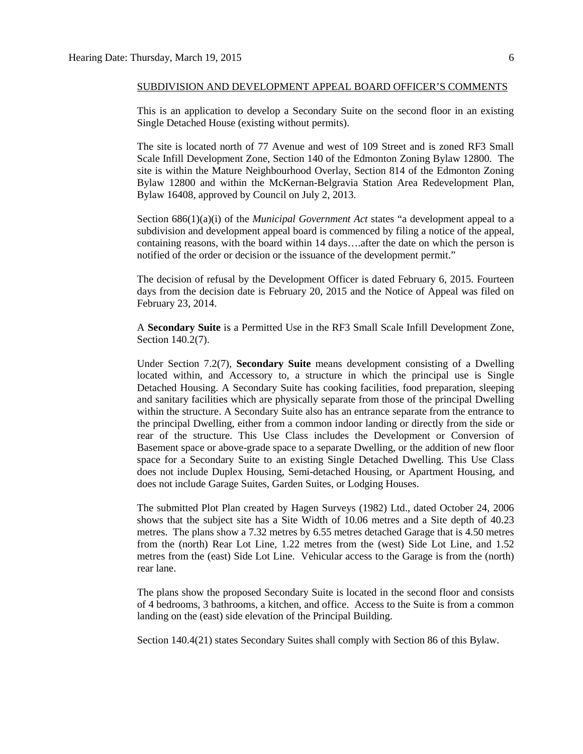SUBDIVISION AND DEVELOPMENT APPEAL BOARD OFFICER'S COMMENTS

This is an application to develop a Secondary Suite on the second floor in an existing Single Detached House (existing without permits).

The site is located north of 77 Avenue and west of 109 Street and is zoned RF3 Small Scale Infill Development Zone, Section 140 of the Edmonton Zoning Bylaw 12800. The site is within the Mature Neighbourhood Overlay, Section 814 of the Edmonton Zoning Bylaw 12800 and within the McKernan-Belgravia Station Area Redevelopment Plan, Bylaw 16408, approved by Council on July 2, 2013.

Section 686(1)(a)(i) of the *Municipal Government Act* states "a development appeal to a subdivision and development appeal board is commenced by filing a notice of the appeal, containing reasons, with the board within 14 days….after the date on which the person is notified of the order or decision or the issuance of the development permit."

The decision of refusal by the Development Officer is dated February 6, 2015. Fourteen days from the decision date is February 20, 2015 and the Notice of Appeal was filed on February 23, 2014.

A **Secondary Suite** is a Permitted Use in the RF3 Small Scale Infill Development Zone, Section 140.2(7).

Under Section 7.2(7), **Secondary Suite** means development consisting of a Dwelling located within, and Accessory to, a structure in which the principal use is Single Detached Housing. A Secondary Suite has cooking facilities, food preparation, sleeping and sanitary facilities which are physically separate from those of the principal Dwelling within the structure. A Secondary Suite also has an entrance separate from the entrance to the principal Dwelling, either from a common indoor landing or directly from the side or rear of the structure. This Use Class includes the Development or Conversion of Basement space or above-grade space to a separate Dwelling, or the addition of new floor space for a Secondary Suite to an existing Single Detached Dwelling. This Use Class does not include Duplex Housing, Semi-detached Housing, or Apartment Housing, and does not include Garage Suites, Garden Suites, or Lodging Houses.

The submitted Plot Plan created by Hagen Surveys (1982) Ltd., dated October 24, 2006 shows that the subject site has a Site Width of 10.06 metres and a Site depth of 40.23 metres. The plans show a 7.32 metres by 6.55 metres detached Garage that is 4.50 metres from the (north) Rear Lot Line, 1.22 metres from the (west) Side Lot Line, and 1.52 metres from the (east) Side Lot Line. Vehicular access to the Garage is from the (north) rear lane.

The plans show the proposed Secondary Suite is located in the second floor and consists of 4 bedrooms, 3 bathrooms, a kitchen, and office. Access to the Suite is from a common landing on the (east) side elevation of the Principal Building.

Section 140.4(21) states Secondary Suites shall comply with Section 86 of this Bylaw.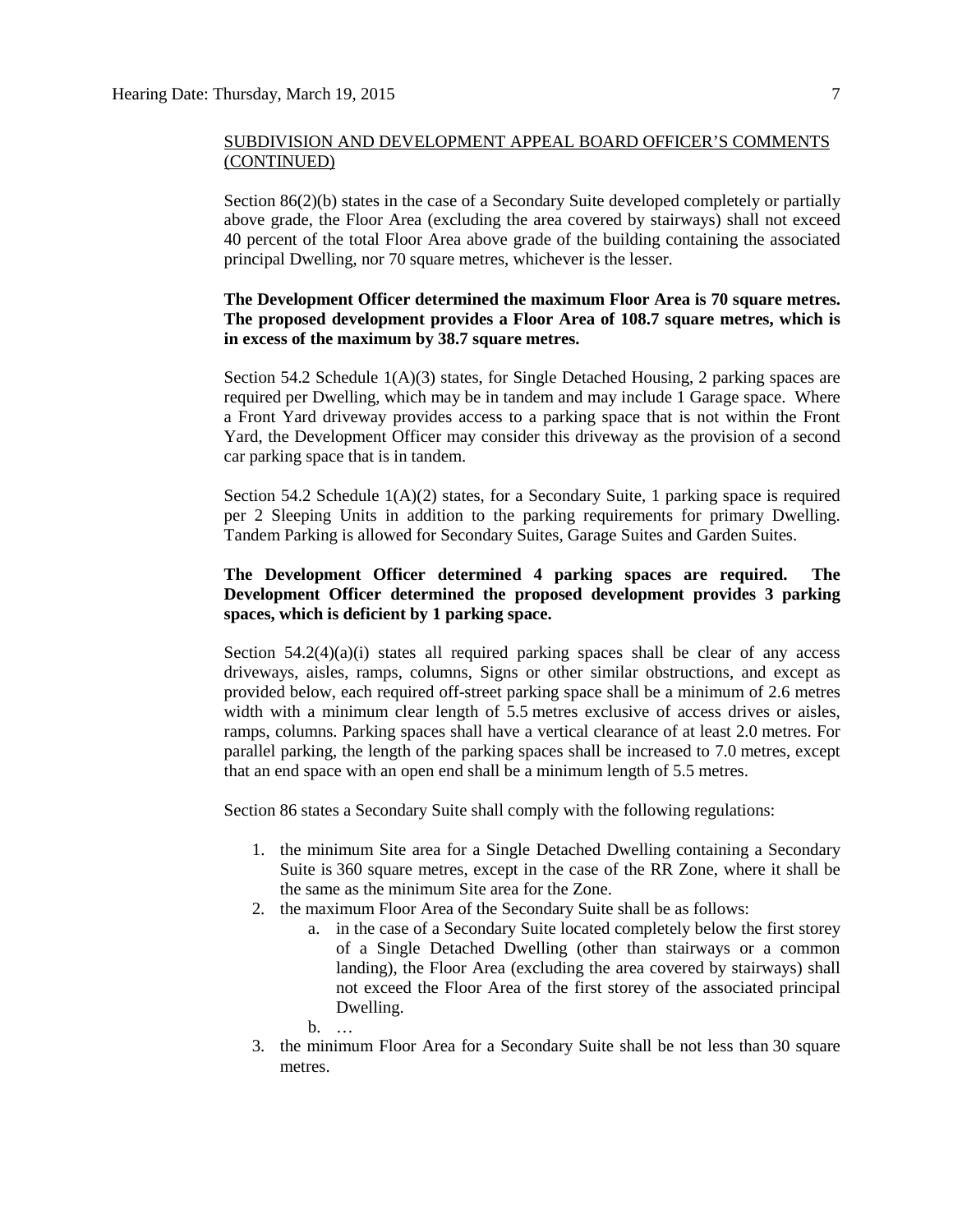SUBDIVISION AND DEVELOPMENT APPEAL BOARD OFFICER'S COMMENTS (CONTINUED)

Section 86(2)(b) states in the case of a Secondary Suite developed completely or partially above grade, the Floor Area (excluding the area covered by stairways) shall not exceed 40 percent of the total Floor Area above grade of the building containing the associated principal Dwelling, nor 70 square metres, whichever is the lesser.

**The Development Officer determined the maximum Floor Area is 70 square metres. The proposed development provides a Floor Area of 108.7 square metres, which is in excess of the maximum by 38.7 square metres.**

Section 54.2 Schedule 1(A)(3) states, for Single Detached Housing, 2 parking spaces are required per Dwelling, which may be in tandem and may include 1 Garage space. Where a Front Yard driveway provides access to a parking space that is not within the Front Yard, the Development Officer may consider this driveway as the provision of a second car parking space that is in tandem.

Section 54.2 Schedule 1(A)(2) states, for a Secondary Suite, 1 parking space is required per 2 Sleeping Units in addition to the parking requirements for primary Dwelling. Tandem Parking is allowed for Secondary Suites, Garage Suites and Garden Suites.

**The Development Officer determined 4 parking spaces are required. The Development Officer determined the proposed development provides 3 parking spaces, which is deficient by 1 parking space.**

Section 54.2(4)(a)(i) states all required parking spaces shall be clear of any access driveways, aisles, ramps, columns, Signs or other similar obstructions, and except as provided below, each required off-street parking space shall be a minimum of 2.6 metres width with a minimum clear length of 5.5 metres exclusive of access drives or aisles, ramps, columns. Parking spaces shall have a vertical clearance of at least 2.0 metres. For parallel parking, the length of the parking spaces shall be increased to 7.0 metres, except that an end space with an open end shall be a minimum length of 5.5 metres.

Section 86 states a Secondary Suite shall comply with the following regulations:

1. the minimum Site area for a Single Detached Dwelling containing a Secondary Suite is 360 square metres, except in the case of the RR Zone, where it shall be the same as the minimum Site area for the Zone.
2. the maximum Floor Area of the Secondary Suite shall be as follows:
   a. in the case of a Secondary Suite located completely below the first storey of a Single Detached Dwelling (other than stairways or a common landing), the Floor Area (excluding the area covered by stairways) shall not exceed the Floor Area of the first storey of the associated principal Dwelling.
   b. …
3. the minimum Floor Area for a Secondary Suite shall be not less than 30 square metres.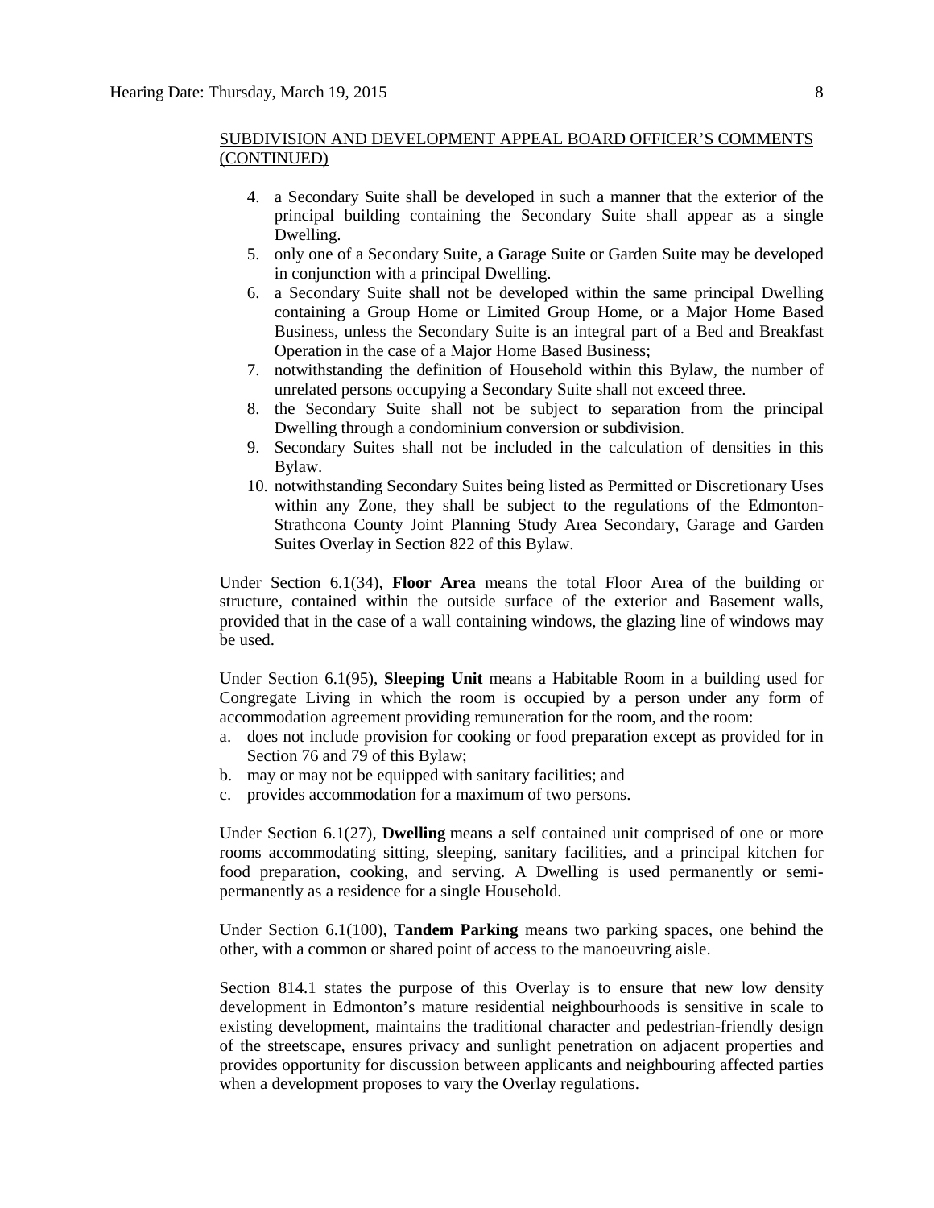SUBDIVISION AND DEVELOPMENT APPEAL BOARD OFFICER'S COMMENTS (CONTINUED)

4. a Secondary Suite shall be developed in such a manner that the exterior of the principal building containing the Secondary Suite shall appear as a single Dwelling.
5. only one of a Secondary Suite, a Garage Suite or Garden Suite may be developed in conjunction with a principal Dwelling.
6. a Secondary Suite shall not be developed within the same principal Dwelling containing a Group Home or Limited Group Home, or a Major Home Based Business, unless the Secondary Suite is an integral part of a Bed and Breakfast Operation in the case of a Major Home Based Business;
7. notwithstanding the definition of Household within this Bylaw, the number of unrelated persons occupying a Secondary Suite shall not exceed three.
8. the Secondary Suite shall not be subject to separation from the principal Dwelling through a condominium conversion or subdivision.
9. Secondary Suites shall not be included in the calculation of densities in this Bylaw.
10. notwithstanding Secondary Suites being listed as Permitted or Discretionary Uses within any Zone, they shall be subject to the regulations of the Edmonton-Strathcona County Joint Planning Study Area Secondary, Garage and Garden Suites Overlay in Section 822 of this Bylaw.

Under Section 6.1(34), **Floor Area** means the total Floor Area of the building or structure, contained within the outside surface of the exterior and Basement walls, provided that in the case of a wall containing windows, the glazing line of windows may be used.

Under Section 6.1(95), **Sleeping Unit** means a Habitable Room in a building used for Congregate Living in which the room is occupied by a person under any form of accommodation agreement providing remuneration for the room, and the room:

a. does not include provision for cooking or food preparation except as provided for in Section 76 and 79 of this Bylaw;
b. may or may not be equipped with sanitary facilities; and
c. provides accommodation for a maximum of two persons.

Under Section 6.1(27), **Dwelling** means a self contained unit comprised of one or more rooms accommodating sitting, sleeping, sanitary facilities, and a principal kitchen for food preparation, cooking, and serving. A Dwelling is used permanently or semi-permanently as a residence for a single Household.

Under Section 6.1(100), **Tandem Parking** means two parking spaces, one behind the other, with a common or shared point of access to the manoeuvring aisle.

Section 814.1 states the purpose of this Overlay is to ensure that new low density development in Edmonton's mature residential neighbourhoods is sensitive in scale to existing development, maintains the traditional character and pedestrian-friendly design of the streetscape, ensures privacy and sunlight penetration on adjacent properties and provides opportunity for discussion between applicants and neighbouring affected parties when a development proposes to vary the Overlay regulations.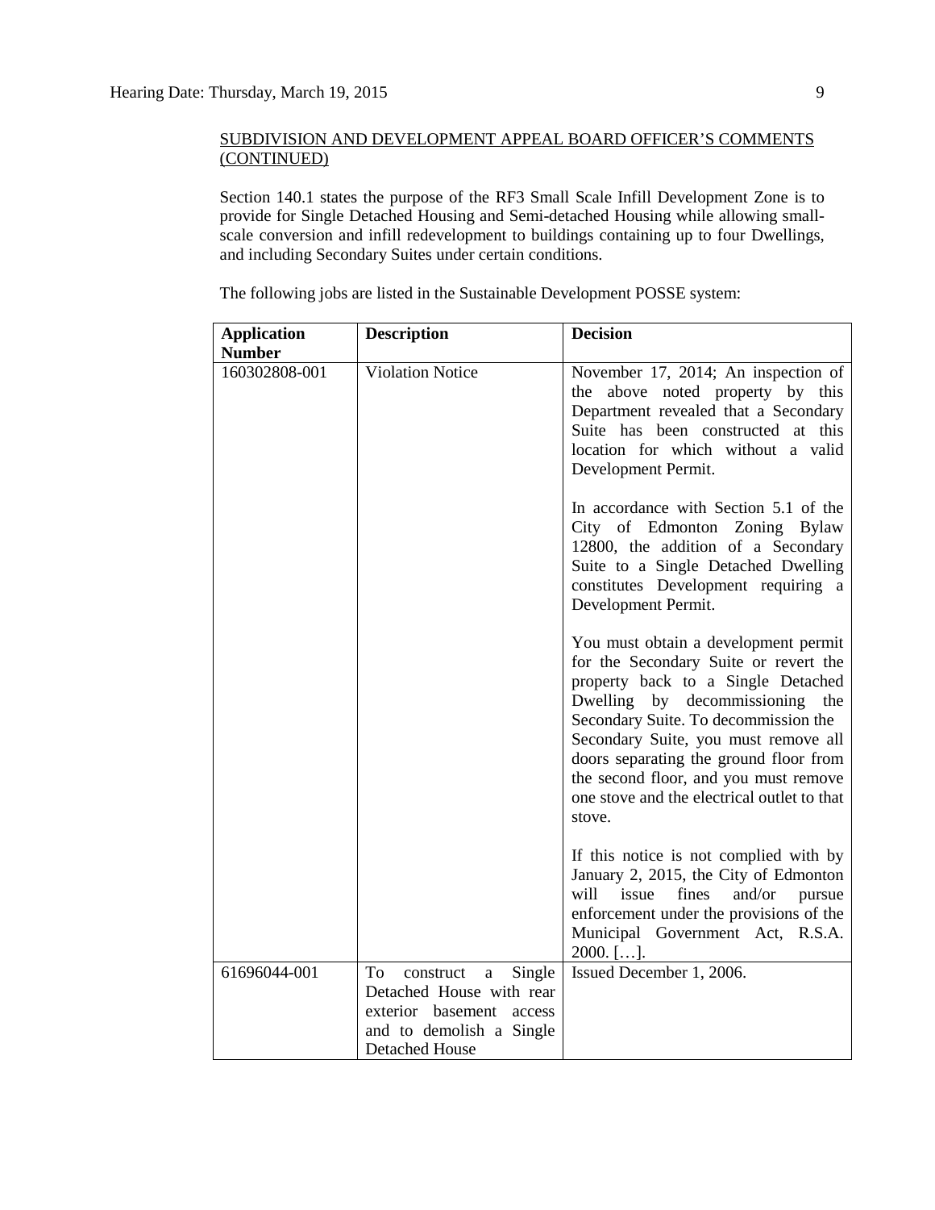SUBDIVISION AND DEVELOPMENT APPEAL BOARD OFFICER'S COMMENTS (CONTINUED)

Section 140.1 states the purpose of the RF3 Small Scale Infill Development Zone is to provide for Single Detached Housing and Semi-detached Housing while allowing small-scale conversion and infill redevelopment to buildings containing up to four Dwellings, and including Secondary Suites under certain conditions.

The following jobs are listed in the Sustainable Development POSSE system:

| Application Number | Description | Decision |
|---|---|---|
| 160302808-001 | Violation Notice | November 17, 2014; An inspection of the above noted property by this Department revealed that a Secondary Suite has been constructed at this location for which without a valid Development Permit.<br><br>In accordance with Section 5.1 of the City of Edmonton Zoning Bylaw 12800, the addition of a Secondary Suite to a Single Detached Dwelling constitutes Development requiring a Development Permit.<br><br>You must obtain a development permit for the Secondary Suite or revert the property back to a Single Detached Dwelling by decommissioning the Secondary Suite. To decommission the Secondary Suite, you must remove all doors separating the ground floor from the second floor, and you must remove one stove and the electrical outlet to that stove.<br><br>If this notice is not complied with by January 2, 2015, the City of Edmonton will issue fines and/or pursue enforcement under the provisions of the Municipal Government Act, R.S.A. 2000. […]. |
| 61696044-001 | To construct a Single Detached House with rear exterior basement access and to demolish a Single Detached House | Issued December 1, 2006. |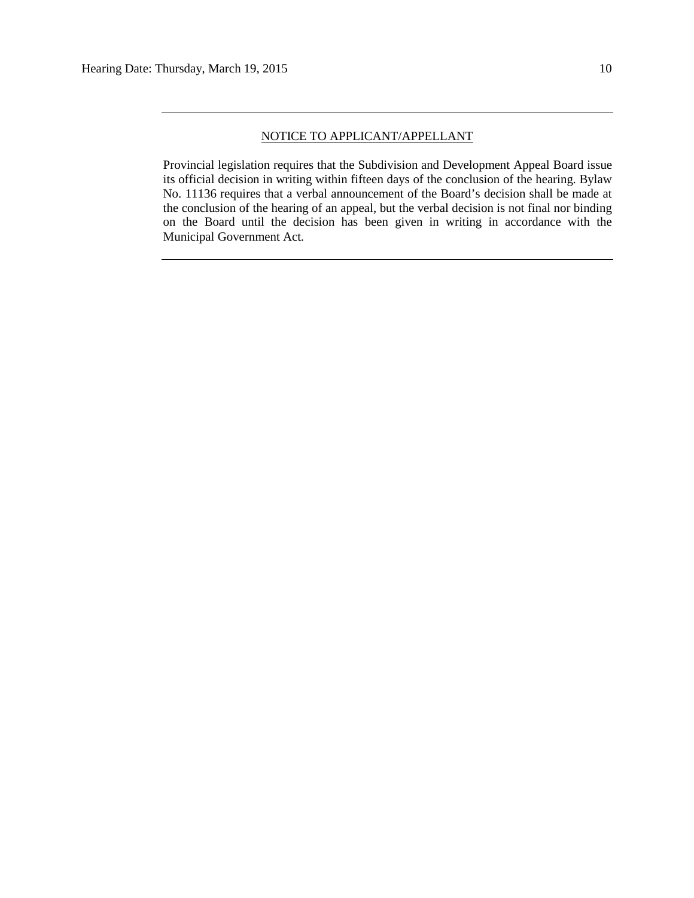---

NOTICE TO APPLICANT/APPELLANT

Provincial legislation requires that the Subdivision and Development Appeal Board issue its official decision in writing within fifteen days of the conclusion of the hearing. Bylaw No. 11136 requires that a verbal announcement of the Board's decision shall be made at the conclusion of the hearing of an appeal, but the verbal decision is not final nor binding on the Board until the decision has been given in writing in accordance with the Municipal Government Act.

---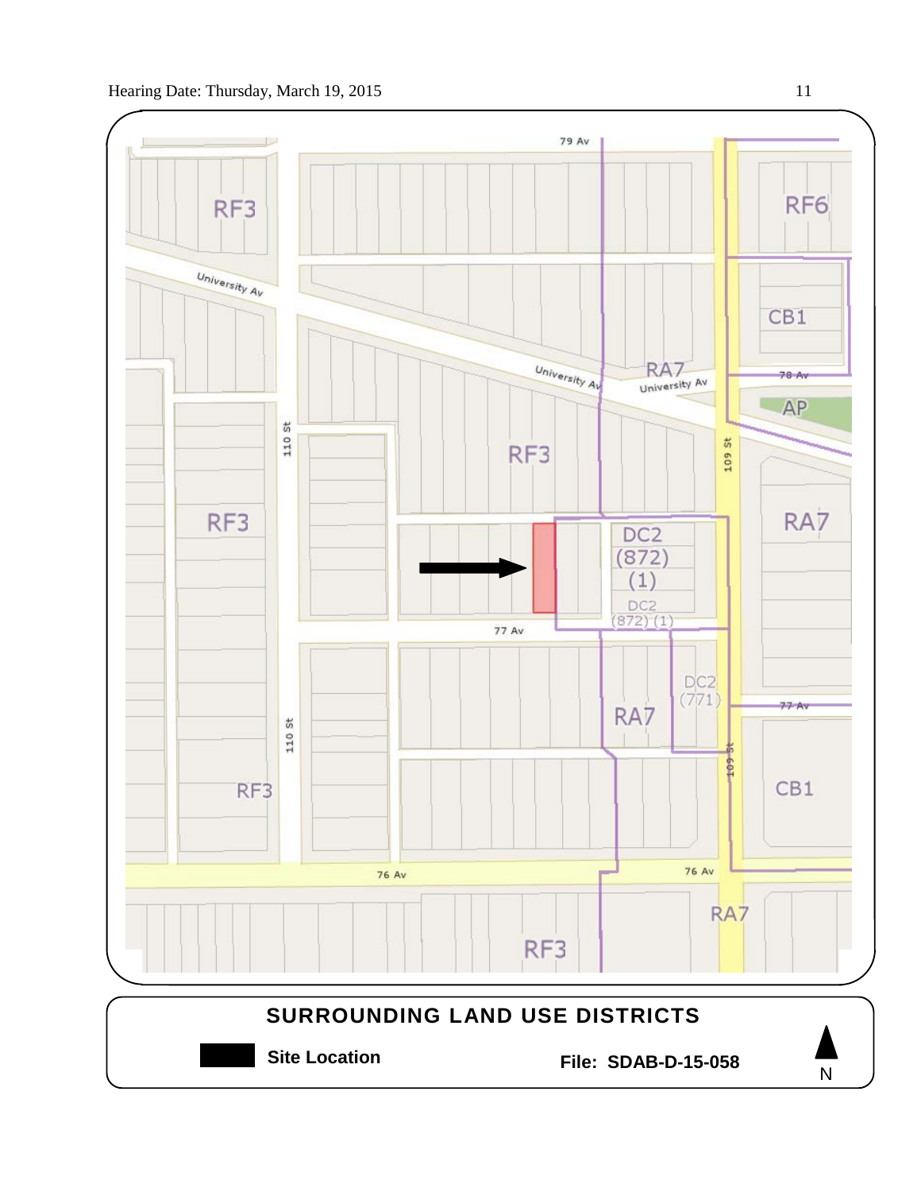79 Av

RF3

RF6

University Av

CB1

University Av

RA7

University Av

78 Av

AP

110 St

109 St

RF3

RF3

RA7

DC2 (872) (1)

DC2 (872) (1)

77 Av

DC2 (771)

77 Av

RA7

110 St

109 St

RF3

CB1

76 Av

76 Av

RA7

RF3

## SURROUNDING LAND USE DISTRICTS

**Site Location**

**File: SDAB-D-15-058**

N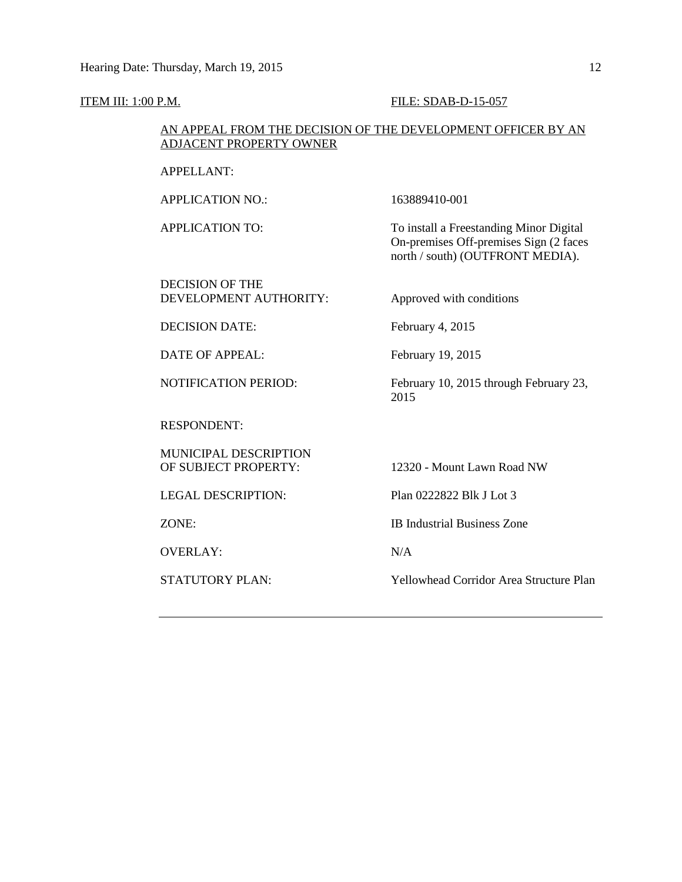ITEM III: 1:00 P.M. FILE: SDAB-D-15-057

AN APPEAL FROM THE DECISION OF THE DEVELOPMENT OFFICER BY AN ADJACENT PROPERTY OWNER

| | |
|---|---|
| APPELLANT: | |
| APPLICATION NO.: | 163889410-001 |
| APPLICATION TO: | To install a Freestanding Minor Digital On-premises Off-premises Sign (2 faces north / south) (OUTFRONT MEDIA). |
| DECISION OF THE DEVELOPMENT AUTHORITY: | Approved with conditions |
| DECISION DATE: | February 4, 2015 |
| DATE OF APPEAL: | February 19, 2015 |
| NOTIFICATION PERIOD: | February 10, 2015 through February 23, 2015 |
| RESPONDENT: | |
| MUNICIPAL DESCRIPTION OF SUBJECT PROPERTY: | 12320 - Mount Lawn Road NW |
| LEGAL DESCRIPTION: | Plan 0222822 Blk J Lot 3 |
| ZONE: | IB Industrial Business Zone |
| OVERLAY: | N/A |
| STATUTORY PLAN: | Yellowhead Corridor Area Structure Plan |

---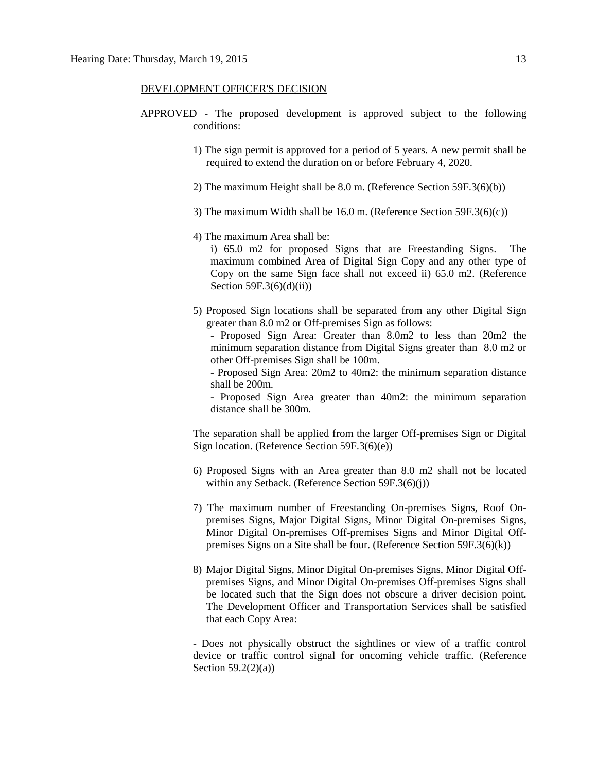DEVELOPMENT OFFICER'S DECISION

APPROVED - The proposed development is approved subject to the following conditions:

1) The sign permit is approved for a period of 5 years. A new permit shall be required to extend the duration on or before February 4, 2020.

2) The maximum Height shall be 8.0 m. (Reference Section 59F.3(6)(b))

3) The maximum Width shall be 16.0 m. (Reference Section 59F.3(6)(c))

4) The maximum Area shall be:
   i) 65.0 m2 for proposed Signs that are Freestanding Signs. The maximum combined Area of Digital Sign Copy and any other type of Copy on the same Sign face shall not exceed ii) 65.0 m2. (Reference Section 59F.3(6)(d)(ii))

5) Proposed Sign locations shall be separated from any other Digital Sign greater than 8.0 m2 or Off-premises Sign as follows:
   - Proposed Sign Area: Greater than 8.0m2 to less than 20m2 the minimum separation distance from Digital Signs greater than 8.0 m2 or other Off-premises Sign shall be 100m.
   - Proposed Sign Area: 20m2 to 40m2: the minimum separation distance shall be 200m.
   - Proposed Sign Area greater than 40m2: the minimum separation distance shall be 300m.

The separation shall be applied from the larger Off-premises Sign or Digital Sign location. (Reference Section 59F.3(6)(e))

6) Proposed Signs with an Area greater than 8.0 m2 shall not be located within any Setback. (Reference Section 59F.3(6)(j))

7) The maximum number of Freestanding On-premises Signs, Roof On-premises Signs, Major Digital Signs, Minor Digital On-premises Signs, Minor Digital On-premises Off-premises Signs and Minor Digital Off-premises Signs on a Site shall be four. (Reference Section 59F.3(6)(k))

8) Major Digital Signs, Minor Digital On-premises Signs, Minor Digital Off-premises Signs, and Minor Digital On-premises Off-premises Signs shall be located such that the Sign does not obscure a driver decision point. The Development Officer and Transportation Services shall be satisfied that each Copy Area:

- Does not physically obstruct the sightlines or view of a traffic control device or traffic control signal for oncoming vehicle traffic. (Reference Section 59.2(2)(a))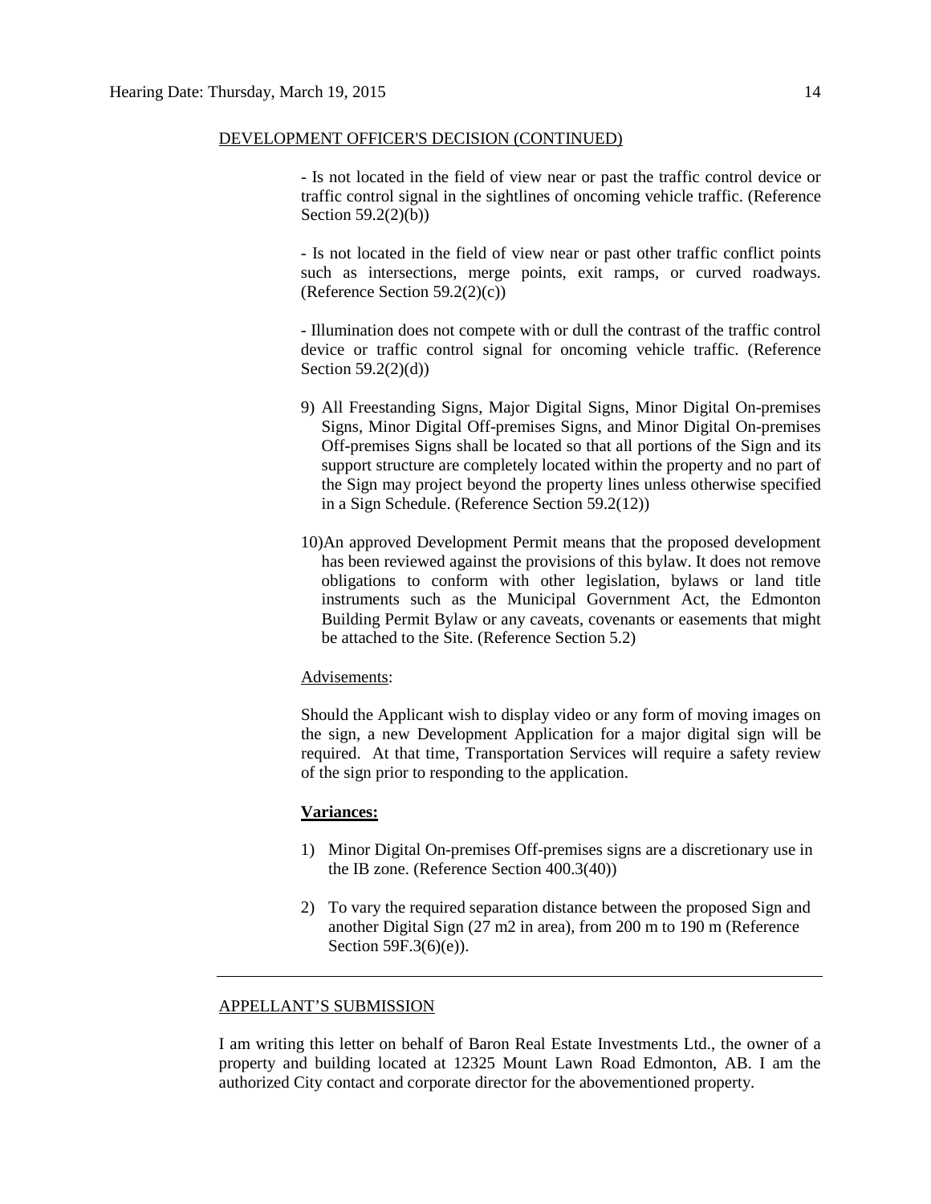DEVELOPMENT OFFICER'S DECISION (CONTINUED)

- Is not located in the field of view near or past the traffic control device or traffic control signal in the sightlines of oncoming vehicle traffic. (Reference Section 59.2(2)(b))

- Is not located in the field of view near or past other traffic conflict points such as intersections, merge points, exit ramps, or curved roadways. (Reference Section 59.2(2)(c))

- Illumination does not compete with or dull the contrast of the traffic control device or traffic control signal for oncoming vehicle traffic. (Reference Section 59.2(2)(d))

9) All Freestanding Signs, Major Digital Signs, Minor Digital On-premises Signs, Minor Digital Off-premises Signs, and Minor Digital On-premises Off-premises Signs shall be located so that all portions of the Sign and its support structure are completely located within the property and no part of the Sign may project beyond the property lines unless otherwise specified in a Sign Schedule. (Reference Section 59.2(12))

10) An approved Development Permit means that the proposed development has been reviewed against the provisions of this bylaw. It does not remove obligations to conform with other legislation, bylaws or land title instruments such as the Municipal Government Act, the Edmonton Building Permit Bylaw or any caveats, covenants or easements that might be attached to the Site. (Reference Section 5.2)

Advisements:

Should the Applicant wish to display video or any form of moving images on the sign, a new Development Application for a major digital sign will be required. At that time, Transportation Services will require a safety review of the sign prior to responding to the application.

**Variances:**

1) Minor Digital On-premises Off-premises signs are a discretionary use in the IB zone. (Reference Section 400.3(40))

2) To vary the required separation distance between the proposed Sign and another Digital Sign (27 m2 in area), from 200 m to 190 m (Reference Section 59F.3(6)(e)).

---

APPELLANT'S SUBMISSION

I am writing this letter on behalf of Baron Real Estate Investments Ltd., the owner of a property and building located at 12325 Mount Lawn Road Edmonton, AB. I am the authorized City contact and corporate director for the abovementioned property.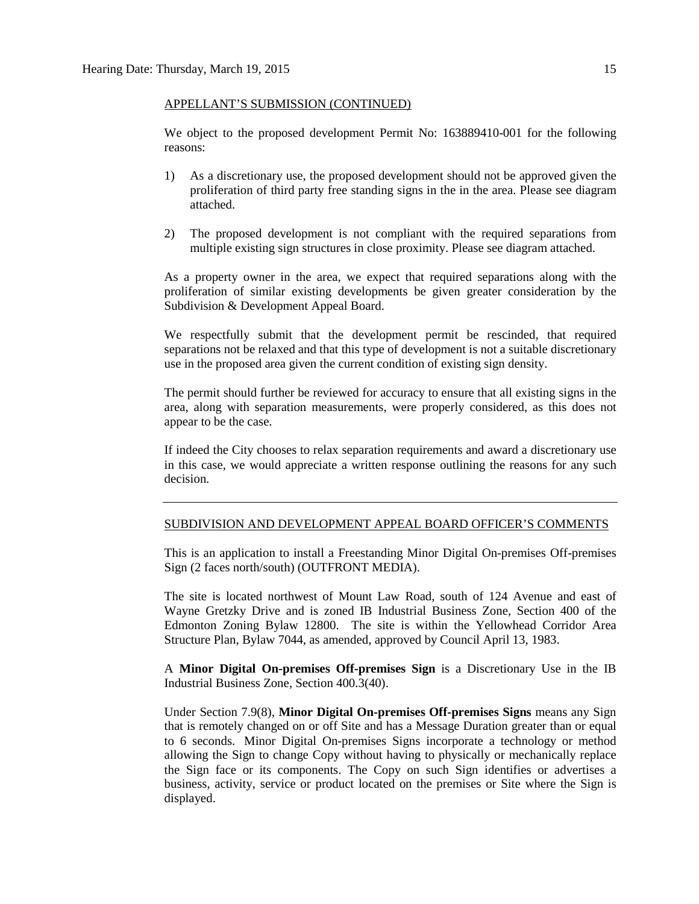APPELLANT'S SUBMISSION (CONTINUED)

We object to the proposed development Permit No: 163889410-001 for the following reasons:

1) As a discretionary use, the proposed development should not be approved given the proliferation of third party free standing signs in the in the area. Please see diagram attached.

2) The proposed development is not compliant with the required separations from multiple existing sign structures in close proximity. Please see diagram attached.

As a property owner in the area, we expect that required separations along with the proliferation of similar existing developments be given greater consideration by the Subdivision & Development Appeal Board.

We respectfully submit that the development permit be rescinded, that required separations not be relaxed and that this type of development is not a suitable discretionary use in the proposed area given the current condition of existing sign density.

The permit should further be reviewed for accuracy to ensure that all existing signs in the area, along with separation measurements, were properly considered, as this does not appear to be the case.

If indeed the City chooses to relax separation requirements and award a discretionary use in this case, we would appreciate a written response outlining the reasons for any such decision.

---

SUBDIVISION AND DEVELOPMENT APPEAL BOARD OFFICER'S COMMENTS

This is an application to install a Freestanding Minor Digital On-premises Off-premises Sign (2 faces north/south) (OUTFRONT MEDIA).

The site is located northwest of Mount Law Road, south of 124 Avenue and east of Wayne Gretzky Drive and is zoned IB Industrial Business Zone, Section 400 of the Edmonton Zoning Bylaw 12800. The site is within the Yellowhead Corridor Area Structure Plan, Bylaw 7044, as amended, approved by Council April 13, 1983.

A **Minor Digital On-premises Off-premises Sign** is a Discretionary Use in the IB Industrial Business Zone, Section 400.3(40).

Under Section 7.9(8), **Minor Digital On-premises Off-premises Signs** means any Sign that is remotely changed on or off Site and has a Message Duration greater than or equal to 6 seconds. Minor Digital On-premises Signs incorporate a technology or method allowing the Sign to change Copy without having to physically or mechanically replace the Sign face or its components. The Copy on such Sign identifies or advertises a business, activity, service or product located on the premises or Site where the Sign is displayed.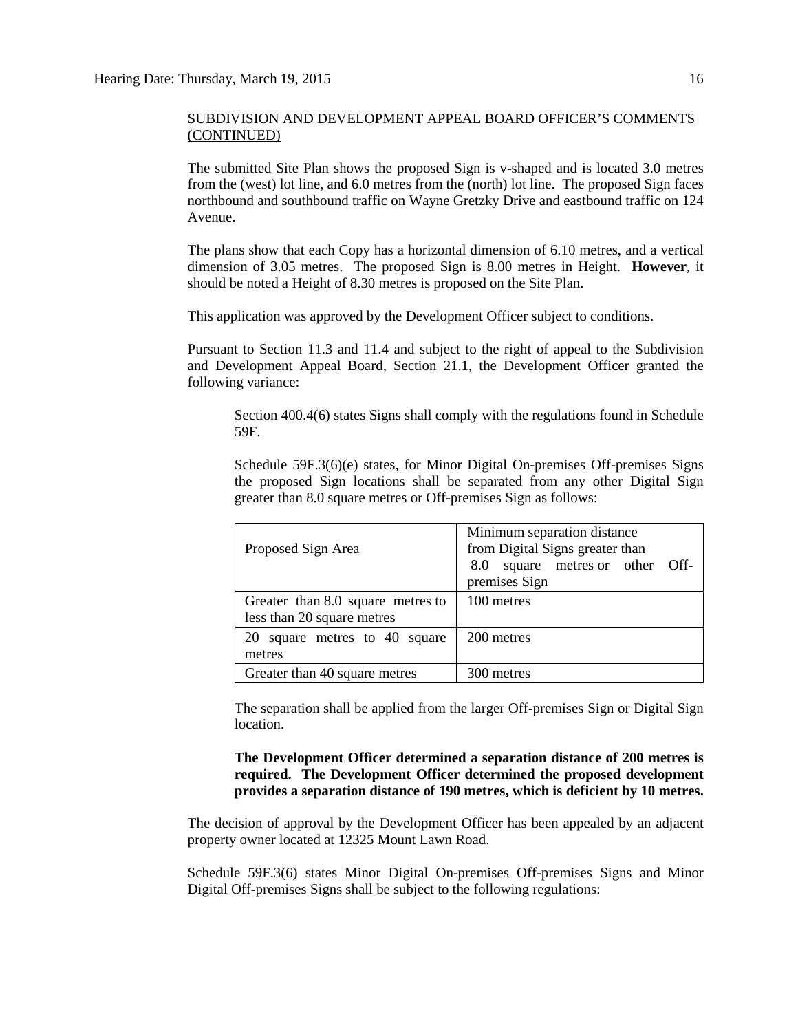SUBDIVISION AND DEVELOPMENT APPEAL BOARD OFFICER'S COMMENTS (CONTINUED)

The submitted Site Plan shows the proposed Sign is v-shaped and is located 3.0 metres from the (west) lot line, and 6.0 metres from the (north) lot line. The proposed Sign faces northbound and southbound traffic on Wayne Gretzky Drive and eastbound traffic on 124 Avenue.

The plans show that each Copy has a horizontal dimension of 6.10 metres, and a vertical dimension of 3.05 metres. The proposed Sign is 8.00 metres in Height. **However**, it should be noted a Height of 8.30 metres is proposed on the Site Plan.

This application was approved by the Development Officer subject to conditions.

Pursuant to Section 11.3 and 11.4 and subject to the right of appeal to the Subdivision and Development Appeal Board, Section 21.1, the Development Officer granted the following variance:

> Section 400.4(6) states Signs shall comply with the regulations found in Schedule 59F.
>
> Schedule 59F.3(6)(e) states, for Minor Digital On-premises Off-premises Signs the proposed Sign locations shall be separated from any other Digital Sign greater than 8.0 square metres or Off-premises Sign as follows:
>
> | Proposed Sign Area | Minimum separation distance from Digital Signs greater than 8.0 square metres or other Off-premises Sign |
> |---|---|
> | Greater than 8.0 square metres to less than 20 square metres | 100 metres |
> | 20 square metres to 40 square metres | 200 metres |
> | Greater than 40 square metres | 300 metres |
>
> The separation shall be applied from the larger Off-premises Sign or Digital Sign location.
>
> **The Development Officer determined a separation distance of 200 metres is required. The Development Officer determined the proposed development provides a separation distance of 190 metres, which is deficient by 10 metres.**

The decision of approval by the Development Officer has been appealed by an adjacent property owner located at 12325 Mount Lawn Road.

Schedule 59F.3(6) states Minor Digital On-premises Off-premises Signs and Minor Digital Off-premises Signs shall be subject to the following regulations: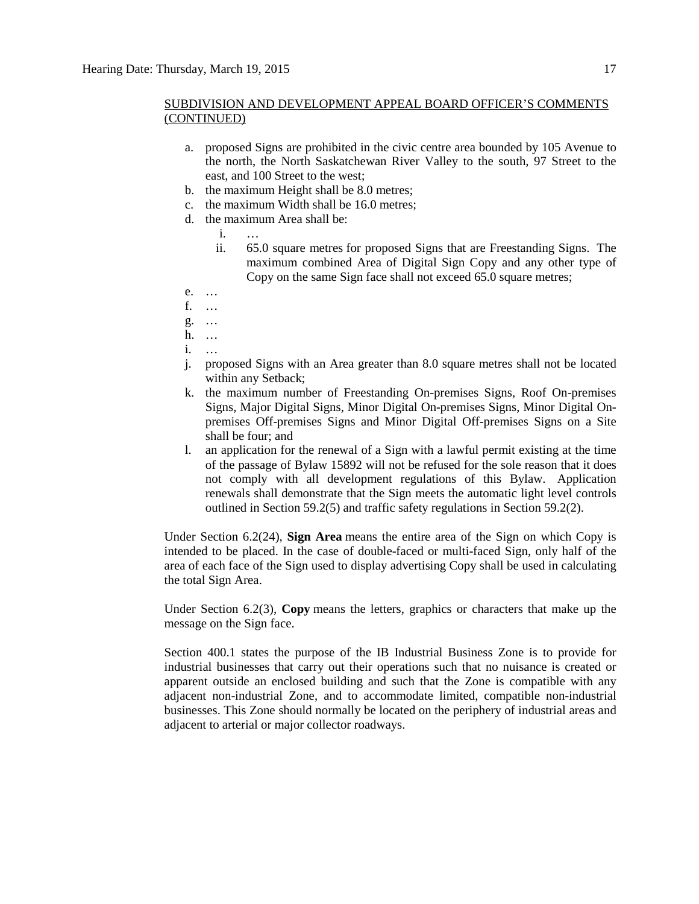SUBDIVISION AND DEVELOPMENT APPEAL BOARD OFFICER'S COMMENTS (CONTINUED)

a. proposed Signs are prohibited in the civic centre area bounded by 105 Avenue to the north, the North Saskatchewan River Valley to the south, 97 Street to the east, and 100 Street to the west;
b. the maximum Height shall be 8.0 metres;
c. the maximum Width shall be 16.0 metres;
d. the maximum Area shall be:
    i. …
    ii. 65.0 square metres for proposed Signs that are Freestanding Signs. The maximum combined Area of Digital Sign Copy and any other type of Copy on the same Sign face shall not exceed 65.0 square metres;
e. …
f. …
g. …
h. …
i. …
j. proposed Signs with an Area greater than 8.0 square metres shall not be located within any Setback;
k. the maximum number of Freestanding On-premises Signs, Roof On-premises Signs, Major Digital Signs, Minor Digital On-premises Signs, Minor Digital On-premises Off-premises Signs and Minor Digital Off-premises Signs on a Site shall be four; and
l. an application for the renewal of a Sign with a lawful permit existing at the time of the passage of Bylaw 15892 will not be refused for the sole reason that it does not comply with all development regulations of this Bylaw. Application renewals shall demonstrate that the Sign meets the automatic light level controls outlined in Section 59.2(5) and traffic safety regulations in Section 59.2(2).

Under Section 6.2(24), **Sign Area** means the entire area of the Sign on which Copy is intended to be placed. In the case of double-faced or multi-faced Sign, only half of the area of each face of the Sign used to display advertising Copy shall be used in calculating the total Sign Area.

Under Section 6.2(3), **Copy** means the letters, graphics or characters that make up the message on the Sign face.

Section 400.1 states the purpose of the IB Industrial Business Zone is to provide for industrial businesses that carry out their operations such that no nuisance is created or apparent outside an enclosed building and such that the Zone is compatible with any adjacent non-industrial Zone, and to accommodate limited, compatible non-industrial businesses. This Zone should normally be located on the periphery of industrial areas and adjacent to arterial or major collector roadways.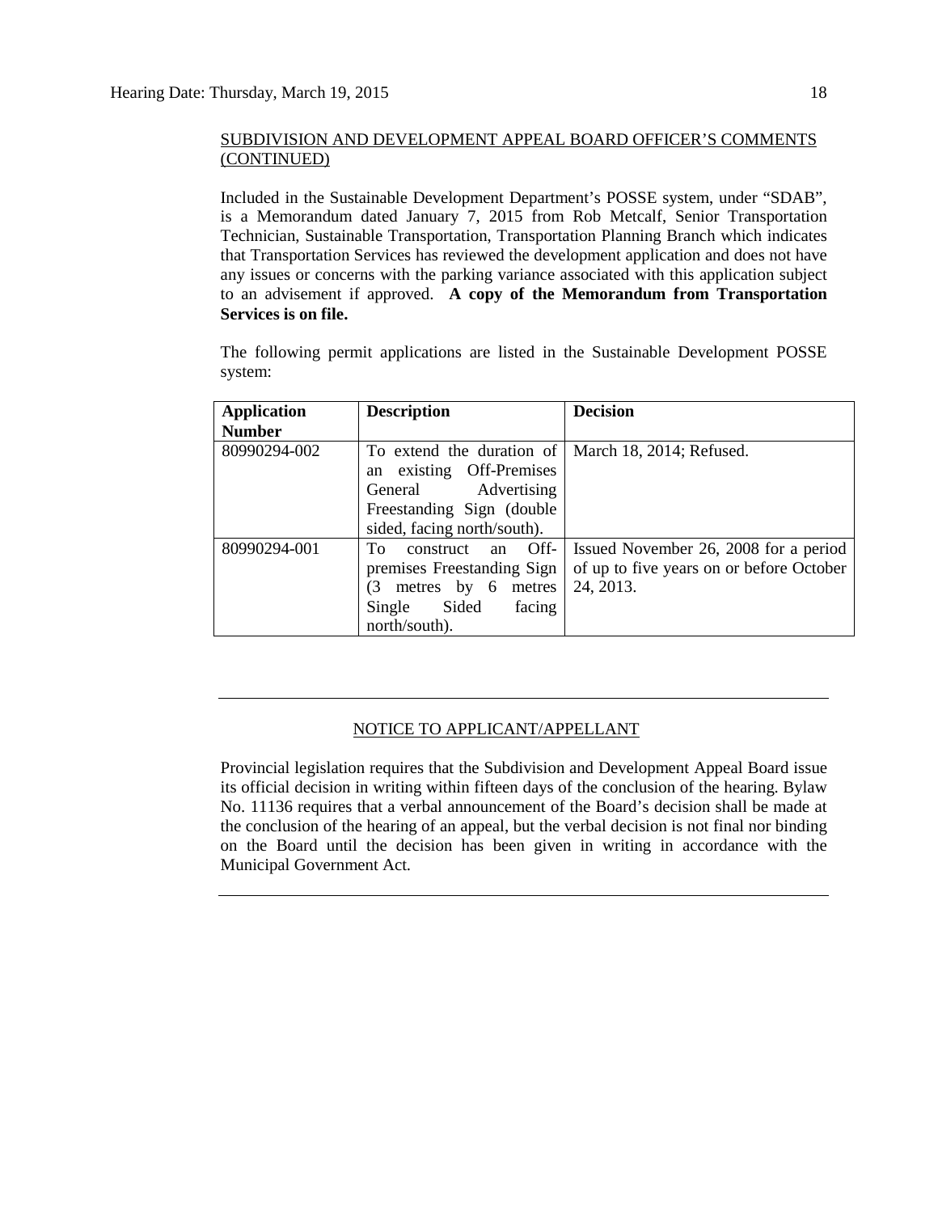SUBDIVISION AND DEVELOPMENT APPEAL BOARD OFFICER'S COMMENTS (CONTINUED)

Included in the Sustainable Development Department's POSSE system, under "SDAB", is a Memorandum dated January 7, 2015 from Rob Metcalf, Senior Transportation Technician, Sustainable Transportation, Transportation Planning Branch which indicates that Transportation Services has reviewed the development application and does not have any issues or concerns with the parking variance associated with this application subject to an advisement if approved. **A copy of the Memorandum from Transportation Services is on file.**

The following permit applications are listed in the Sustainable Development POSSE system:

| **Application Number** | **Description** | **Decision** |
|---|---|---|
| 80990294-002 | To extend the duration of an existing Off-Premises General Advertising Freestanding Sign (double sided, facing north/south). | March 18, 2014; Refused. |
| 80990294-001 | To construct an Off-premises Freestanding Sign (3 metres by 6 metres Single Sided facing north/south). | Issued November 26, 2008 for a period of up to five years on or before October 24, 2013. |

---

NOTICE TO APPLICANT/APPELLANT

Provincial legislation requires that the Subdivision and Development Appeal Board issue its official decision in writing within fifteen days of the conclusion of the hearing. Bylaw No. 11136 requires that a verbal announcement of the Board's decision shall be made at the conclusion of the hearing of an appeal, but the verbal decision is not final nor binding on the Board until the decision has been given in writing in accordance with the Municipal Government Act.

---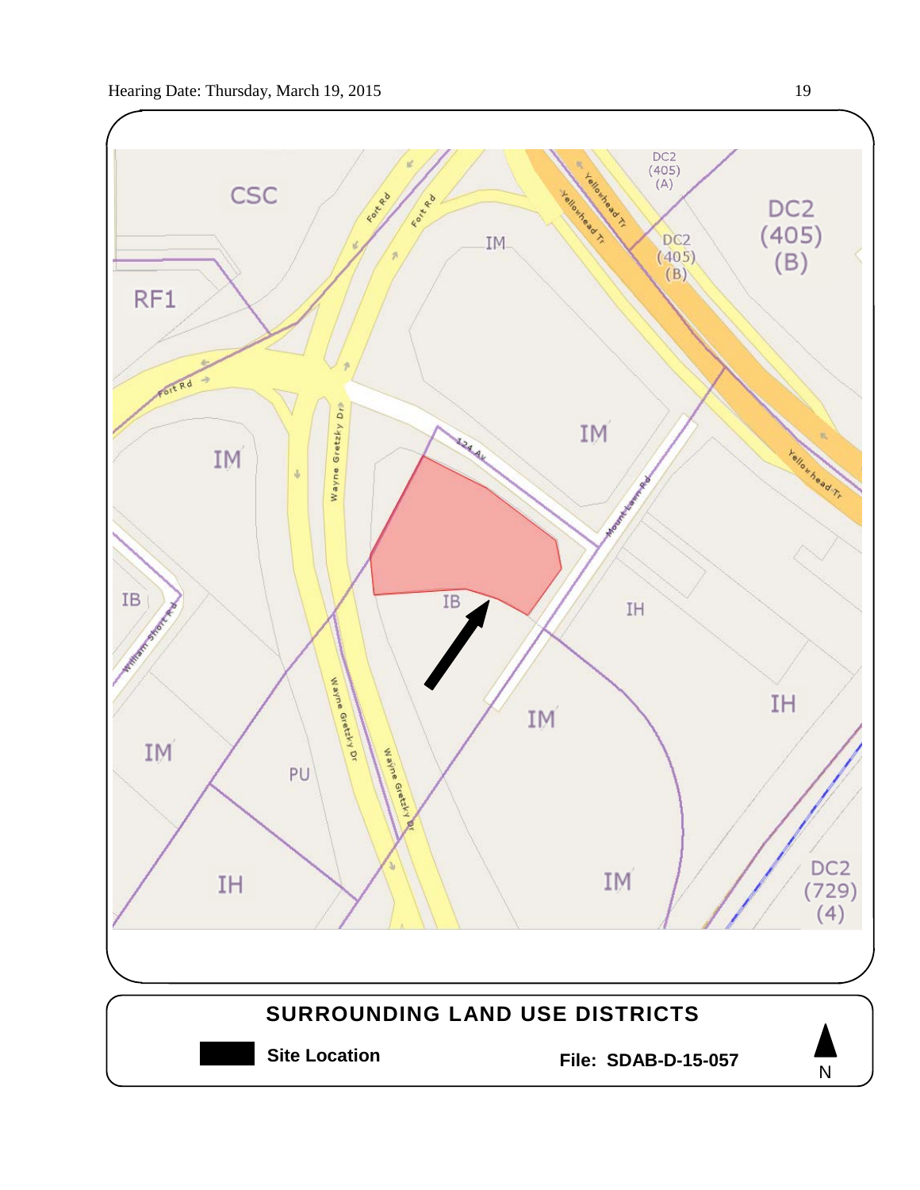CSC

RF1

IM

DC2 (405) (A)

DC2 (405) (B)

DC2 (405) (B)

IM

IM

IB

IB

IH

IH

IM

IM

PU

IH

IM

DC2 (729) (4)

Fort Rd

Yellowhead Tr

Wayne Gretzky Dr

124 Av

Mount Lawn Rd

William Short Rd

## SURROUNDING LAND USE DISTRICTS

**Site Location**

**File: SDAB-D-15-057**

N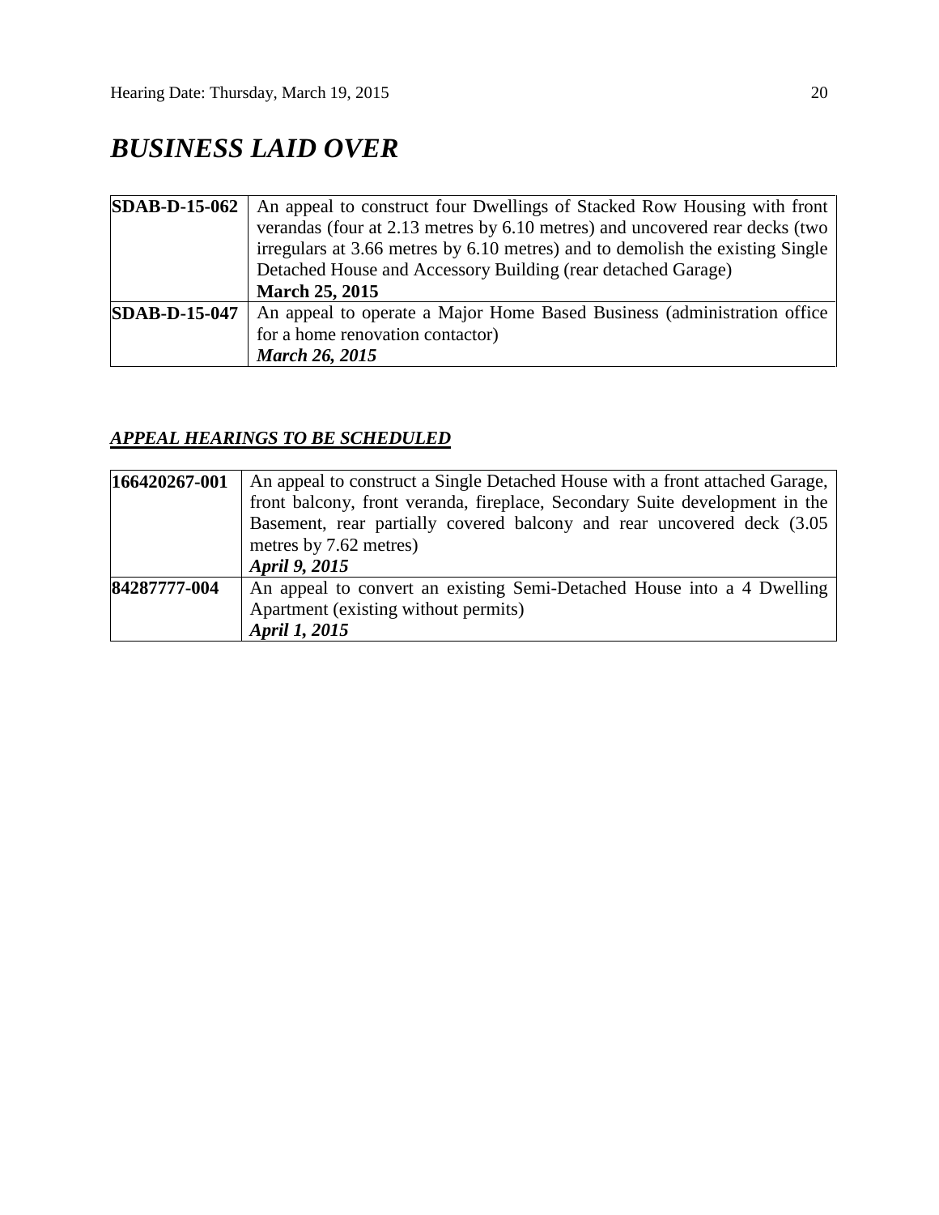# *BUSINESS LAID OVER*

| | |
|---|---|
| **SDAB-D-15-062** | An appeal to construct four Dwellings of Stacked Row Housing with front verandas (four at 2.13 metres by 6.10 metres) and uncovered rear decks (two irregulars at 3.66 metres by 6.10 metres) and to demolish the existing Single Detached House and Accessory Building (rear detached Garage)<br>**March 25, 2015** |
| **SDAB-D-15-047** | An appeal to operate a Major Home Based Business (administration office for a home renovation contactor)<br>***March 26, 2015*** |

## ***APPEAL HEARINGS TO BE SCHEDULED***

| | |
|---|---|
| **166420267-001** | An appeal to construct a Single Detached House with a front attached Garage, front balcony, front veranda, fireplace, Secondary Suite development in the Basement, rear partially covered balcony and rear uncovered deck (3.05 metres by 7.62 metres)<br>***April 9, 2015*** |
| **84287777-004** | An appeal to convert an existing Semi-Detached House into a 4 Dwelling Apartment (existing without permits)<br>***April 1, 2015*** |